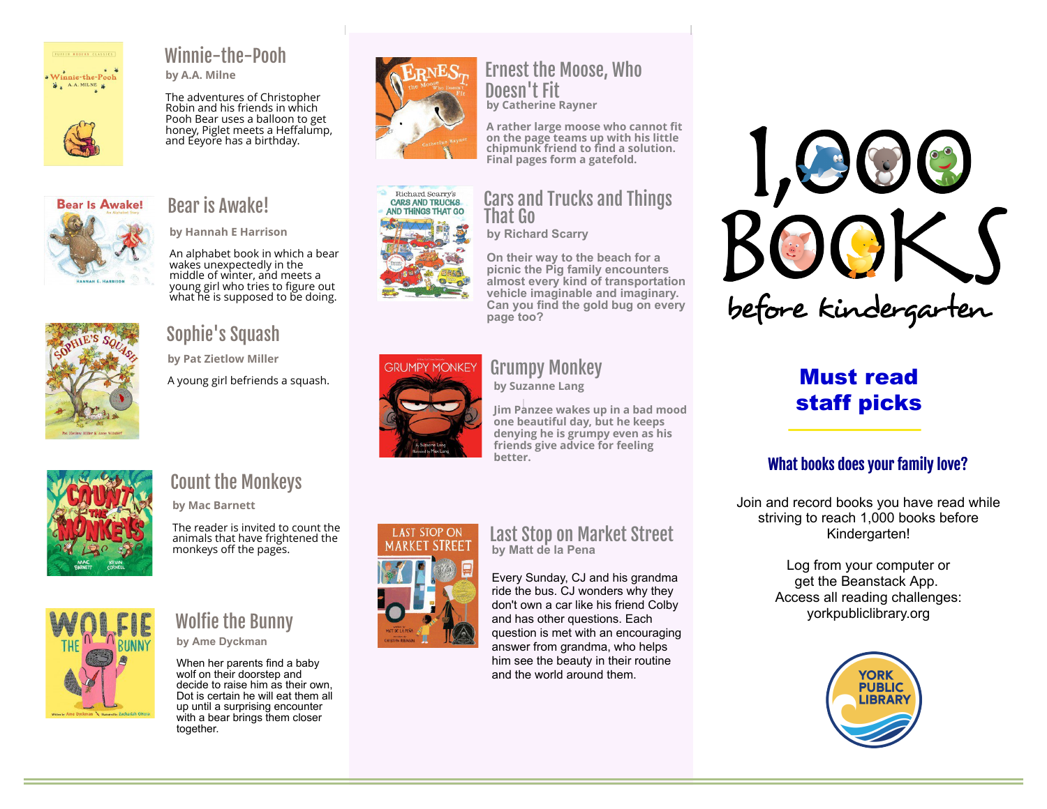## Winnie-the-Pooh

**by A.A. Milne**

The adventures of Christopher Robin and his friends in which Pooh Bear uses a balloon to get honey, Piglet meets a Heffalump, and Eeyore has a birthday.

## Bear is Awake!

**by Hannah E Harrison**

An alphabet book in which a bear wakes unexpectedly in the middle of winter, and meets a young girl who tries to figure out what he is supposed to be doing.

## Sophie's Squash

**by Pat Zietlow Miller**

A young girl befriends a squash.

## Count the Monkeys

**by Mac Barnett**

The reader is invited to count the animals that have frightened the monkeys off the pages.

## Wolfie the Bunny

**by Ame Dyckman**

When her parents find a baby wolf on their doorstep and decide to raise him as their own, Dot is certain he will eat them all up until a surprising encounter with a bear brings them closer together.

## Ernest the Moose, Who Doesn't Fit

**by Catherine Rayner**

**A rather large moose who cannot fit on the page teams up with his little chipmunk friend to find a solution. Final pages form a gatefold.**

## Cars and Trucks and Things That Go

**by Richard Scarry**

**On their way to the beach for a picnic the Pig family encounters almost every kind of transportation vehicle imaginable and imaginary. Can you find the gold bug on every page too?**

## Grumpy Monkey

**by Suzanne Lang**

**Jim Panzee wakes up in a bad mood one beautiful day, but he keeps denying he is grumpy even as his friends give advice for feeling better.**

## Last Stop on Market Street

**by Matt de la Pena**

Every Sunday, CJ and his grandma ride the bus. CJ wonders why they don't own a car like his friend Colby and has other questions. Each question is met with an encouraging answer from grandma, who helps him see the beauty in their routine and the world around them.

# 1,000 BOOKS before kindergarten

## Must read staff picks

### What books does your family love?

Join and record books you have read while striving to reach 1,000 books before Kindergarten!

Log from your computer or get the Beanstack App. Access all reading challenges: yorkpubliclibrary.org

YORK PUBLIC LIBRARY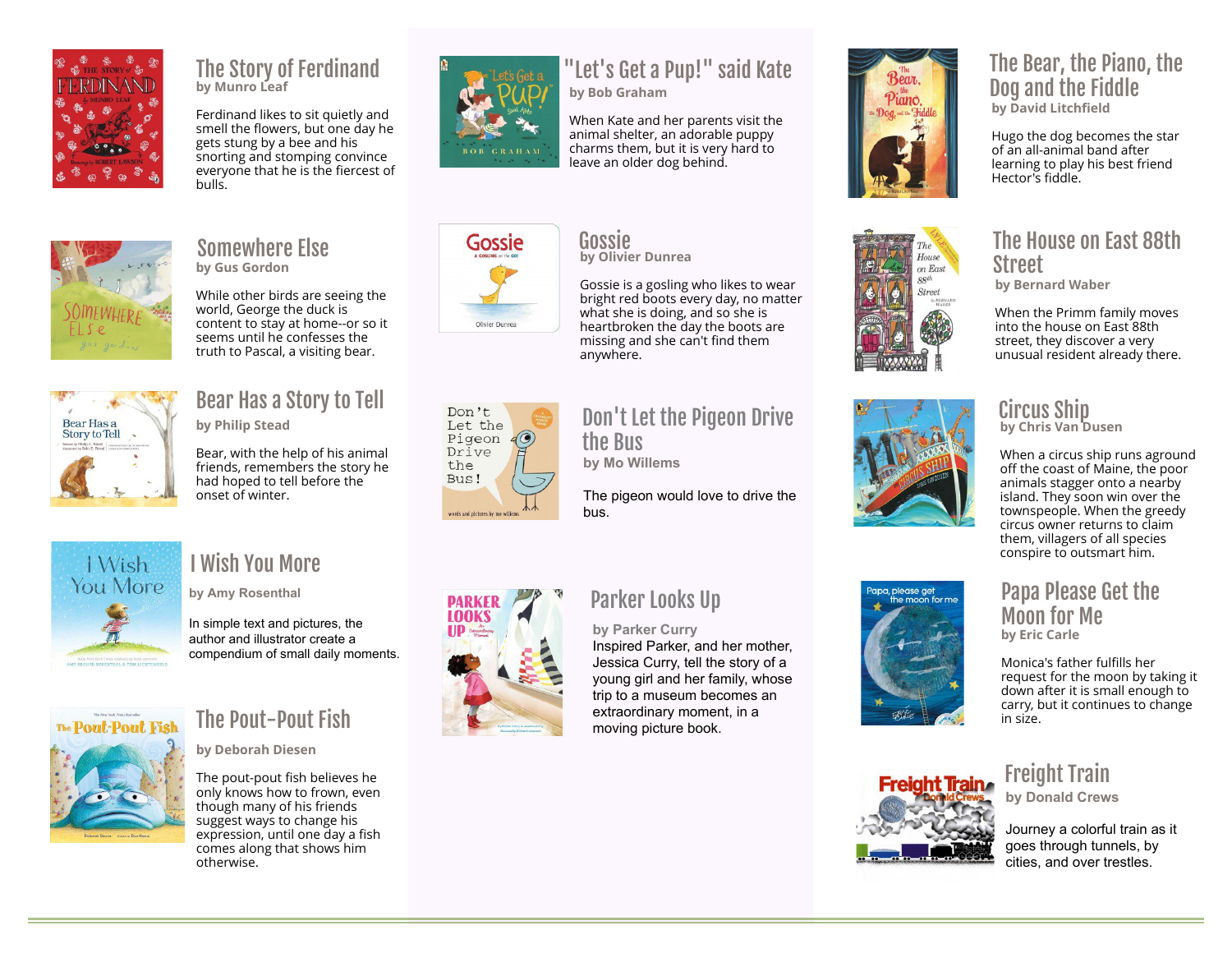## The Story of Ferdinand

**by Munro Leaf**

Ferdinand likes to sit quietly and smell the flowers, but one day he gets stung by a bee and his snorting and stomping convince everyone that he is the fiercest of bulls.

## Somewhere Else

**by Gus Gordon**

While other birds are seeing the world, George the duck is content to stay at home--or so it seems until he confesses the truth to Pascal, a visiting bear.

## Bear Has a Story to Tell

**by Philip Stead**

Bear, with the help of his animal friends, remembers the story he had hoped to tell before the onset of winter.

## I Wish You More

**by Amy Rosenthal**

In simple text and pictures, the author and illustrator create a compendium of small daily moments.

## The Pout-Pout Fish

**by Deborah Diesen**

The pout-pout fish believes he only knows how to frown, even though many of his friends suggest ways to change his expression, until one day a fish comes along that shows him otherwise.

## "Let's Get a Pup!" said Kate

**by Bob Graham**

When Kate and her parents visit the animal shelter, an adorable puppy charms them, but it is very hard to leave an older dog behind.

## Gossie

**by Olivier Dunrea**

Gossie is a gosling who likes to wear bright red boots every day, no matter what she is doing, and so she is heartbroken the day the boots are missing and she can't find them anywhere.

## Don't Let the Pigeon Drive the Bus

**by Mo Willems**

The pigeon would love to drive the bus.

## Parker Looks Up

**by Parker Curry**

Inspired Parker, and her mother, Jessica Curry, tell the story of a young girl and her family, whose trip to a museum becomes an extraordinary moment, in a moving picture book.

## The Bear, the Piano, the Dog and the Fiddle

**by David Litchfield**

Hugo the dog becomes the star of an all-animal band after learning to play his best friend Hector's fiddle.

## The House on East 88th Street

**by Bernard Waber**

When the Primm family moves into the house on East 88th street, they discover a very unusual resident already there.

## Circus Ship

**by Chris Van Dusen**

When a circus ship runs aground off the coast of Maine, the poor animals stagger onto a nearby island. They soon win over the townspeople. When the greedy circus owner returns to claim them, villagers of all species conspire to outsmart him.

## Papa Please Get the Moon for Me

**by Eric Carle**

Monica's father fulfills her request for the moon by taking it down after it is small enough to carry, but it continues to change in size.

## Freight Train

**by Donald Crews**

Journey a colorful train as it goes through tunnels, by cities, and over trestles.